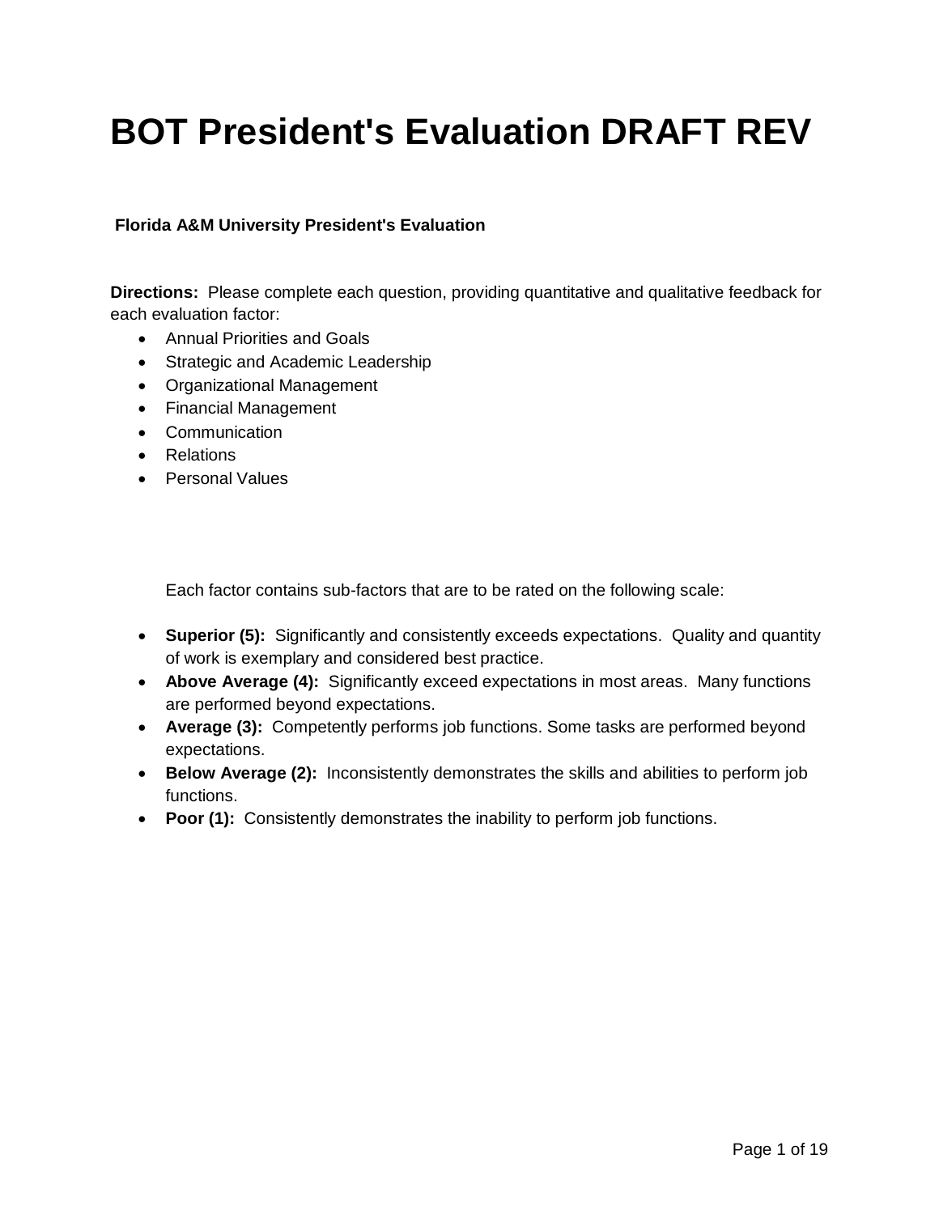# BOT President's Evaluation DRAFT REV

**Florida A&M University President's Evaluation**

**Directions:** Please complete each question, providing quantitative and qualitative feedback for each evaluation factor:

- Annual Priorities and Goals
- Strategic and Academic Leadership
- Organizational Management
- Financial Management
- Communication
- Relations
- Personal Values

Each factor contains sub-factors that are to be rated on the following scale:

- **Superior (5):** Significantly and consistently exceeds expectations. Quality and quantity of work is exemplary and considered best practice.
- **Above Average (4):** Significantly exceed expectations in most areas. Many functions are performed beyond expectations.
- **Average (3):** Competently performs job functions. Some tasks are performed beyond expectations.
- **Below Average (2):** Inconsistently demonstrates the skills and abilities to perform job functions.
- **Poor (1):** Consistently demonstrates the inability to perform job functions.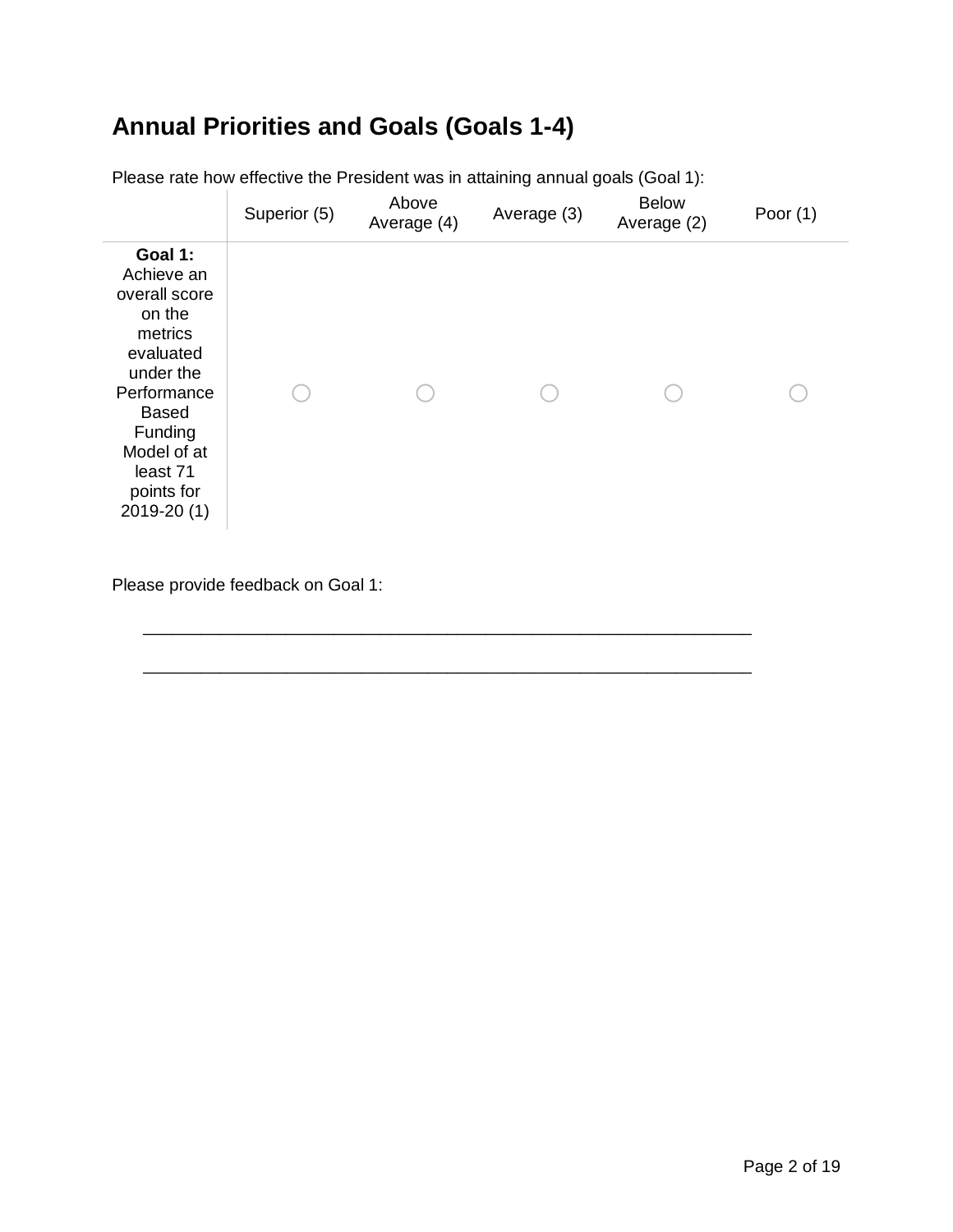# Annual Priorities and Goals (Goals 1-4)

Please rate how effective the President was in attaining annual goals (Goal 1):

| | Superior (5) | Above Average (4) | Average (3) | Below Average (2) | Poor (1) |
|---|---|---|---|---|---|
| **Goal 1:** Achieve an overall score on the metrics evaluated under the Performance Based Funding Model of at least 71 points for 2019-20 (1) | ○ | ○ | ○ | ○ | ○ |

Please provide feedback on Goal 1:

________________________________________________________________

________________________________________________________________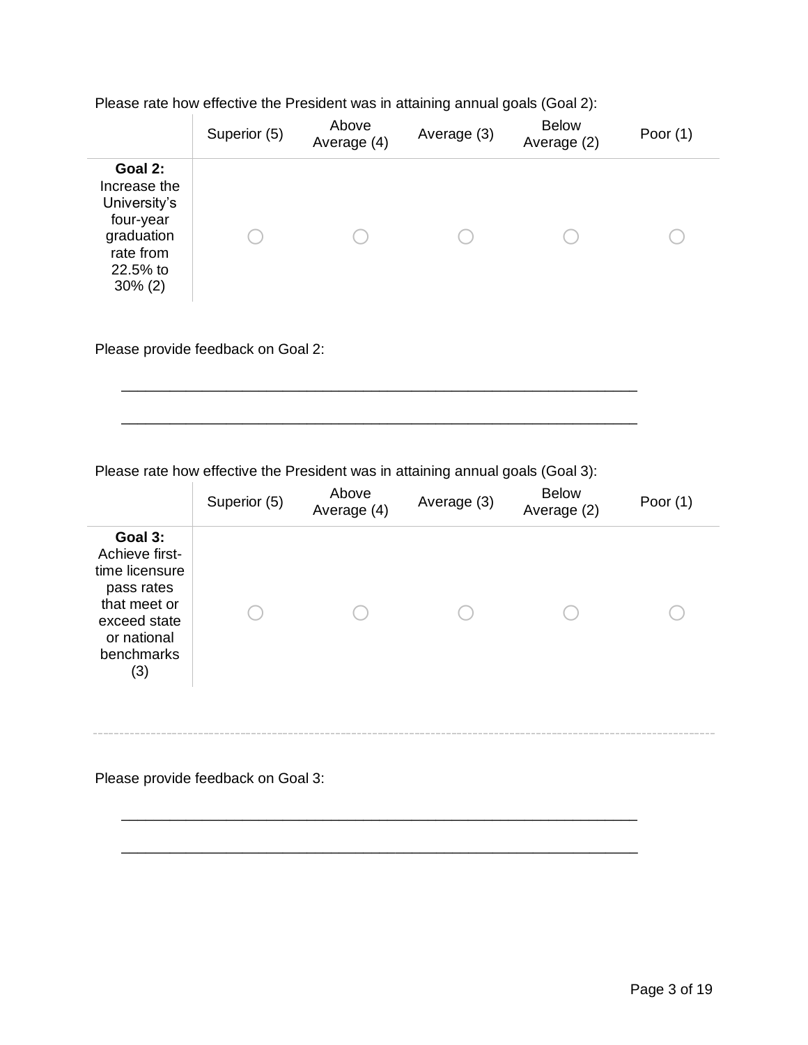Please rate how effective the President was in attaining annual goals (Goal 2):

| | Superior (5) | Above Average (4) | Average (3) | Below Average (2) | Poor (1) |
|---|---|---|---|---|---|
| **Goal 2:** Increase the University's four-year graduation rate from 22.5% to 30% (2) | ○ | ○ | ○ | ○ | ○ |

Please provide feedback on Goal 2:

________________________________________________________________

________________________________________________________________

Please rate how effective the President was in attaining annual goals (Goal 3):

| | Superior (5) | Above Average (4) | Average (3) | Below Average (2) | Poor (1) |
|---|---|---|---|---|---|
| **Goal 3:** Achieve first-time licensure pass rates that meet or exceed state or national benchmarks (3) | ○ | ○ | ○ | ○ | ○ |

---

Please provide feedback on Goal 3:

________________________________________________________________

________________________________________________________________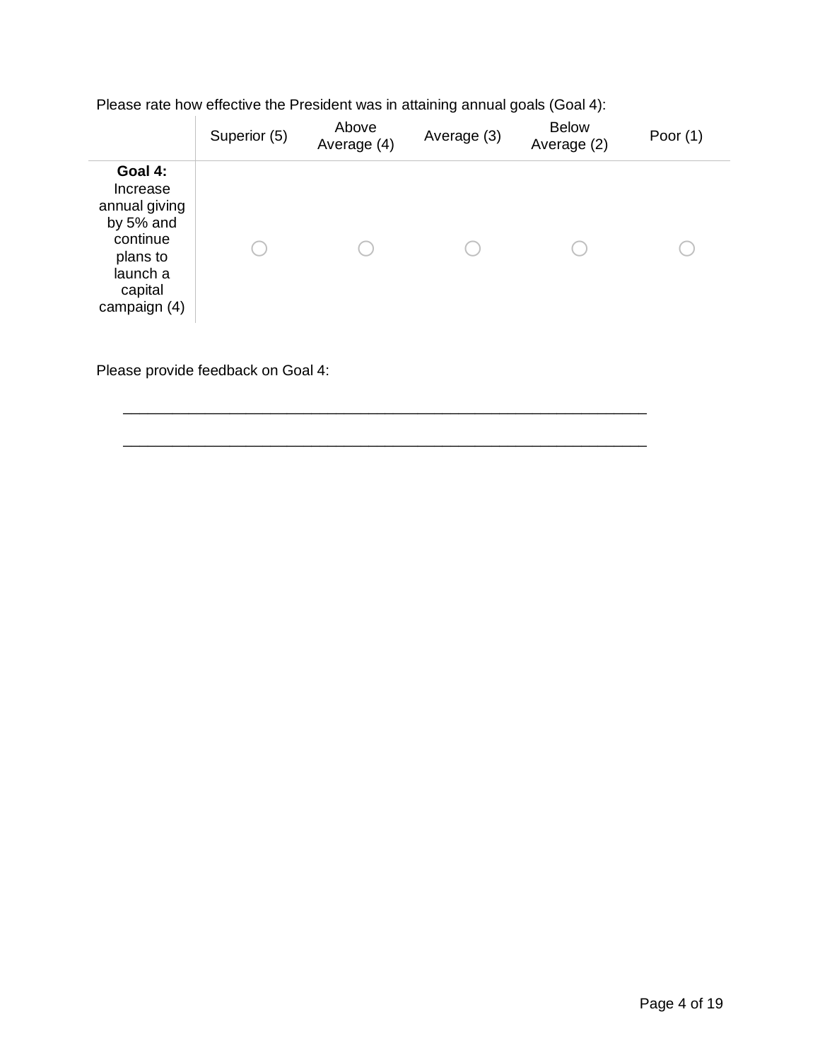Please rate how effective the President was in attaining annual goals (Goal 4):

| | Superior (5) | Above Average (4) | Average (3) | Below Average (2) | Poor (1) |
|---|---|---|---|---|---|
| **Goal 4:** Increase annual giving by 5% and continue plans to launch a capital campaign (4) | ○ | ○ | ○ | ○ | ○ |

Please provide feedback on Goal 4:

________________________________________________________________

________________________________________________________________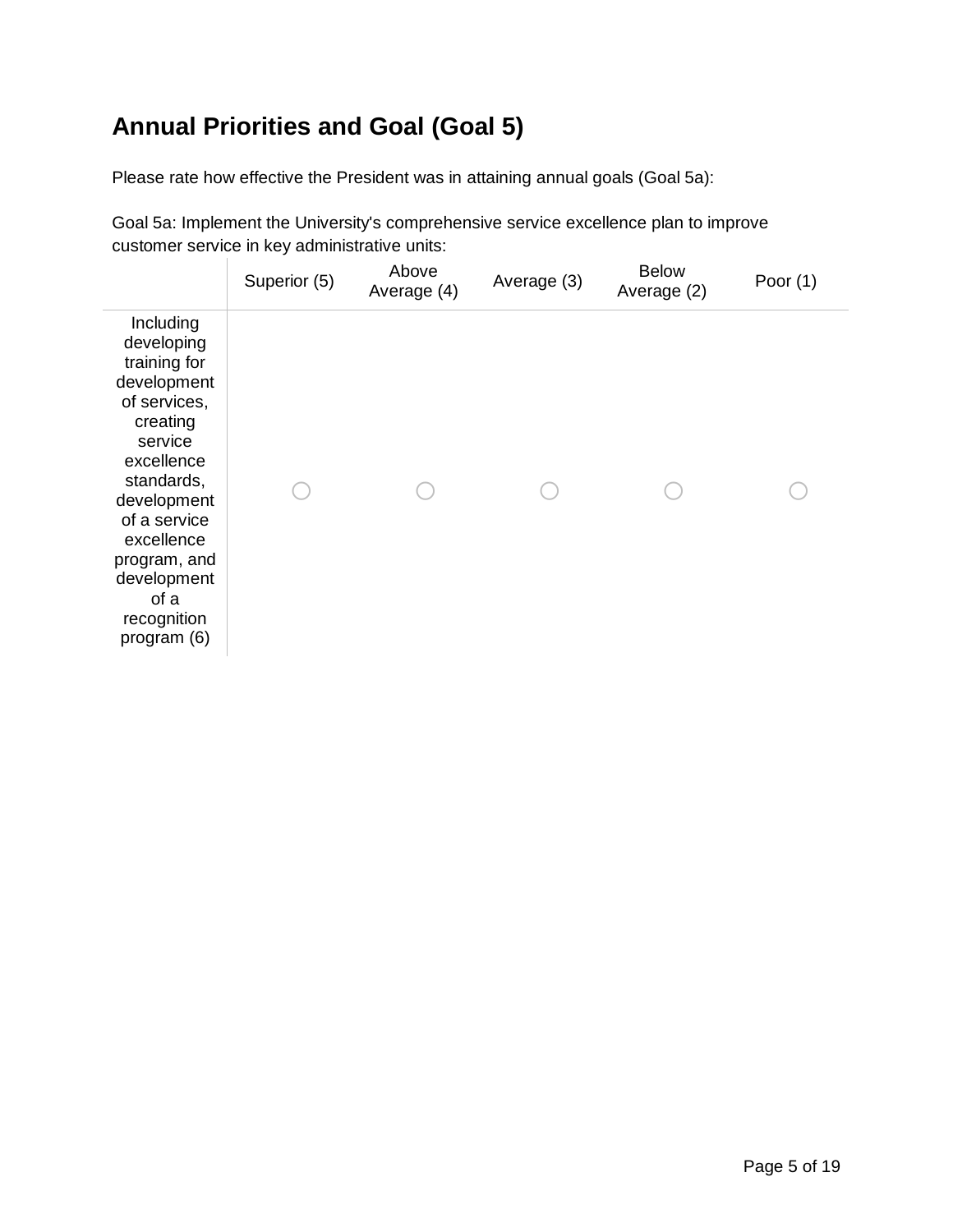## Annual Priorities and Goal (Goal 5)

Please rate how effective the President was in attaining annual goals (Goal 5a):

Goal 5a: Implement the University's comprehensive service excellence plan to improve customer service in key administrative units:

| | Superior (5) | Above Average (4) | Average (3) | Below Average (2) | Poor (1) |
|---|---|---|---|---|---|
| Including developing training for development of services, creating service excellence standards, development of a service excellence program, and development of a recognition program (6) | ○ | ○ | ○ | ○ | ○ |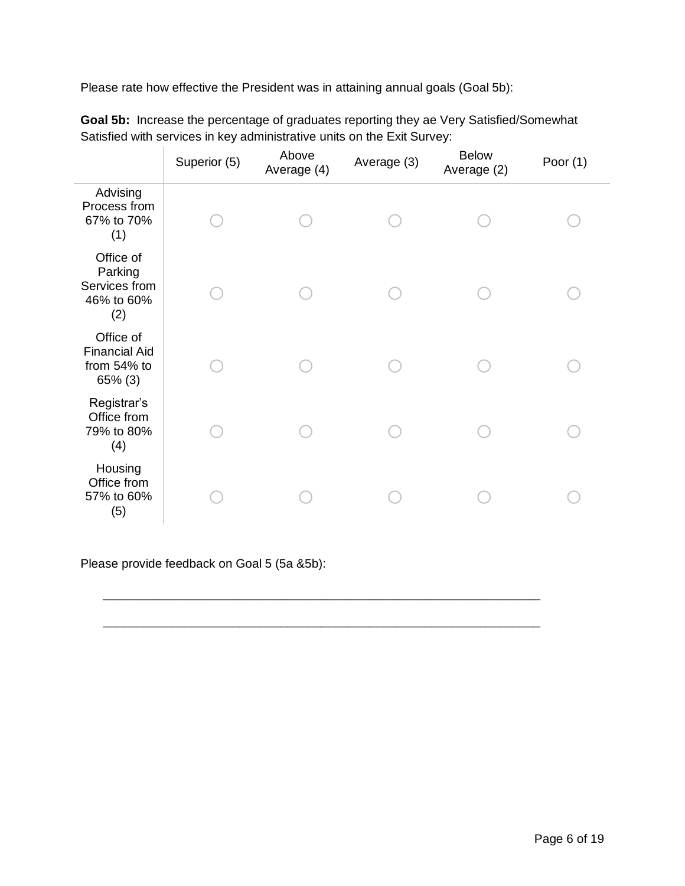Please rate how effective the President was in attaining annual goals (Goal 5b):

**Goal 5b:** Increase the percentage of graduates reporting they ae Very Satisfied/Somewhat Satisfied with services in key administrative units on the Exit Survey:

| | Superior (5) | Above Average (4) | Average (3) | Below Average (2) | Poor (1) |
|---|---|---|---|---|---|
| Advising Process from 67% to 70% (1) | ◯ | ◯ | ◯ | ◯ | ◯ |
| Office of Parking Services from 46% to 60% (2) | ◯ | ◯ | ◯ | ◯ | ◯ |
| Office of Financial Aid from 54% to 65% (3) | ◯ | ◯ | ◯ | ◯ | ◯ |
| Registrar's Office from 79% to 80% (4) | ◯ | ◯ | ◯ | ◯ | ◯ |
| Housing Office from 57% to 60% (5) | ◯ | ◯ | ◯ | ◯ | ◯ |

Please provide feedback on Goal 5 (5a &5b):

________________________________________________________________

________________________________________________________________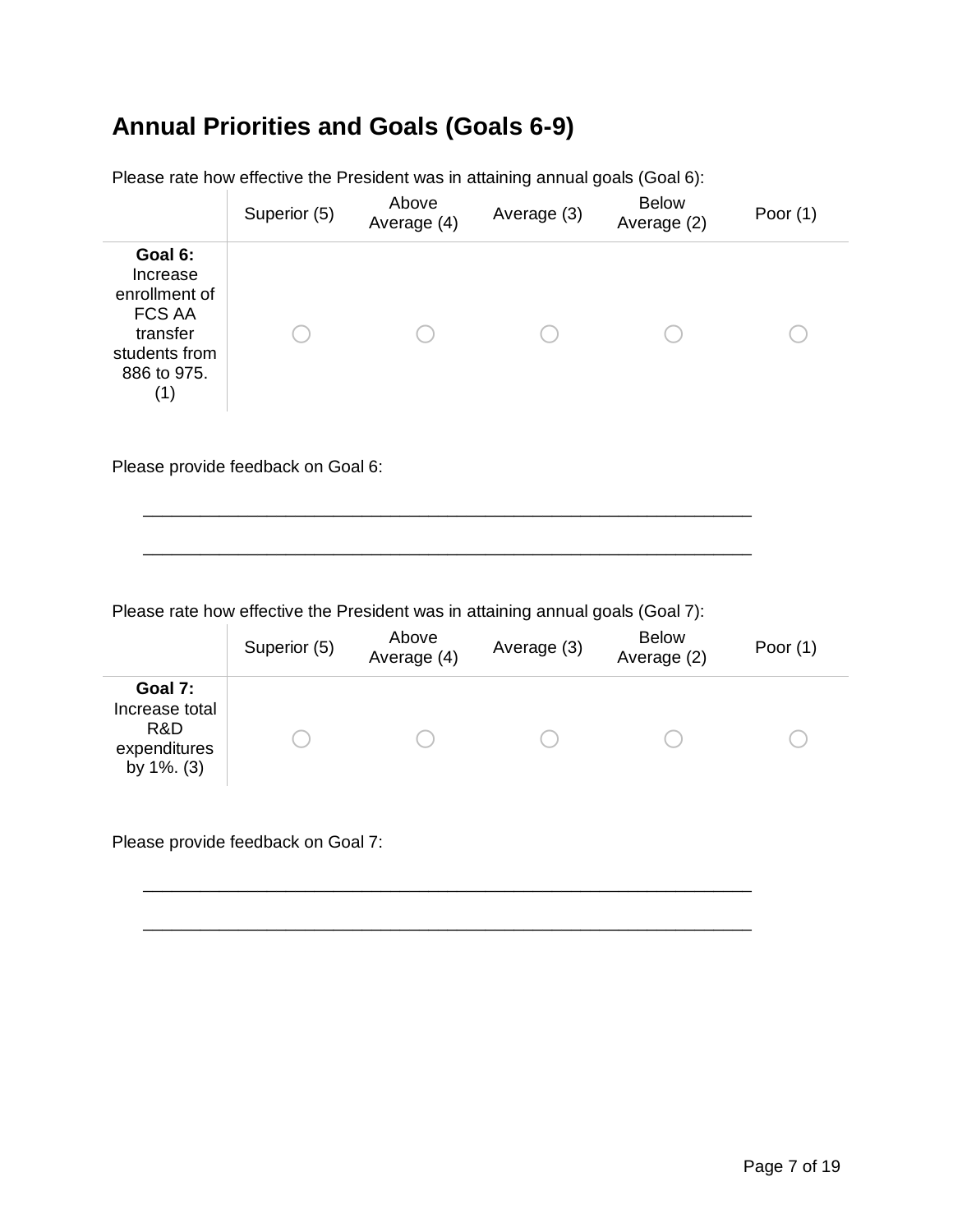## Annual Priorities and Goals (Goals 6-9)

Please rate how effective the President was in attaining annual goals (Goal 6):

| | Superior (5) | Above Average (4) | Average (3) | Below Average (2) | Poor (1) |
|---|---|---|---|---|---|
| **Goal 6:** Increase enrollment of FCS AA transfer students from 886 to 975. (1) | ○ | ○ | ○ | ○ | ○ |

Please provide feedback on Goal 6:

________________________________________________________________

________________________________________________________________

Please rate how effective the President was in attaining annual goals (Goal 7):

| | Superior (5) | Above Average (4) | Average (3) | Below Average (2) | Poor (1) |
|---|---|---|---|---|---|
| **Goal 7:** Increase total R&D expenditures by 1%. (3) | ○ | ○ | ○ | ○ | ○ |

Please provide feedback on Goal 7:

________________________________________________________________

________________________________________________________________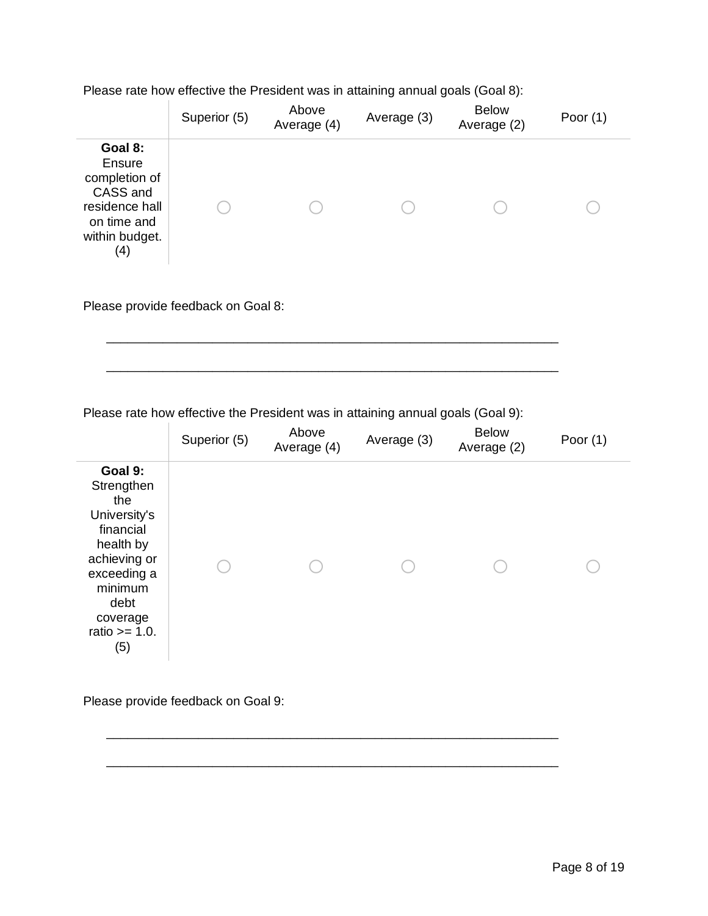Please rate how effective the President was in attaining annual goals (Goal 8):

| | Superior (5) | Above Average (4) | Average (3) | Below Average (2) | Poor (1) |
|---|---|---|---|---|---|
| **Goal 8:** Ensure completion of CASS and residence hall on time and within budget. (4) | ○ | ○ | ○ | ○ | ○ |

Please provide feedback on Goal 8:

________________________________________________________________

________________________________________________________________

Please rate how effective the President was in attaining annual goals (Goal 9):

| | Superior (5) | Above Average (4) | Average (3) | Below Average (2) | Poor (1) |
|---|---|---|---|---|---|
| **Goal 9:** Strengthen the University's financial health by achieving or exceeding a minimum debt coverage ratio >= 1.0. (5) | ○ | ○ | ○ | ○ | ○ |

Please provide feedback on Goal 9:

________________________________________________________________

________________________________________________________________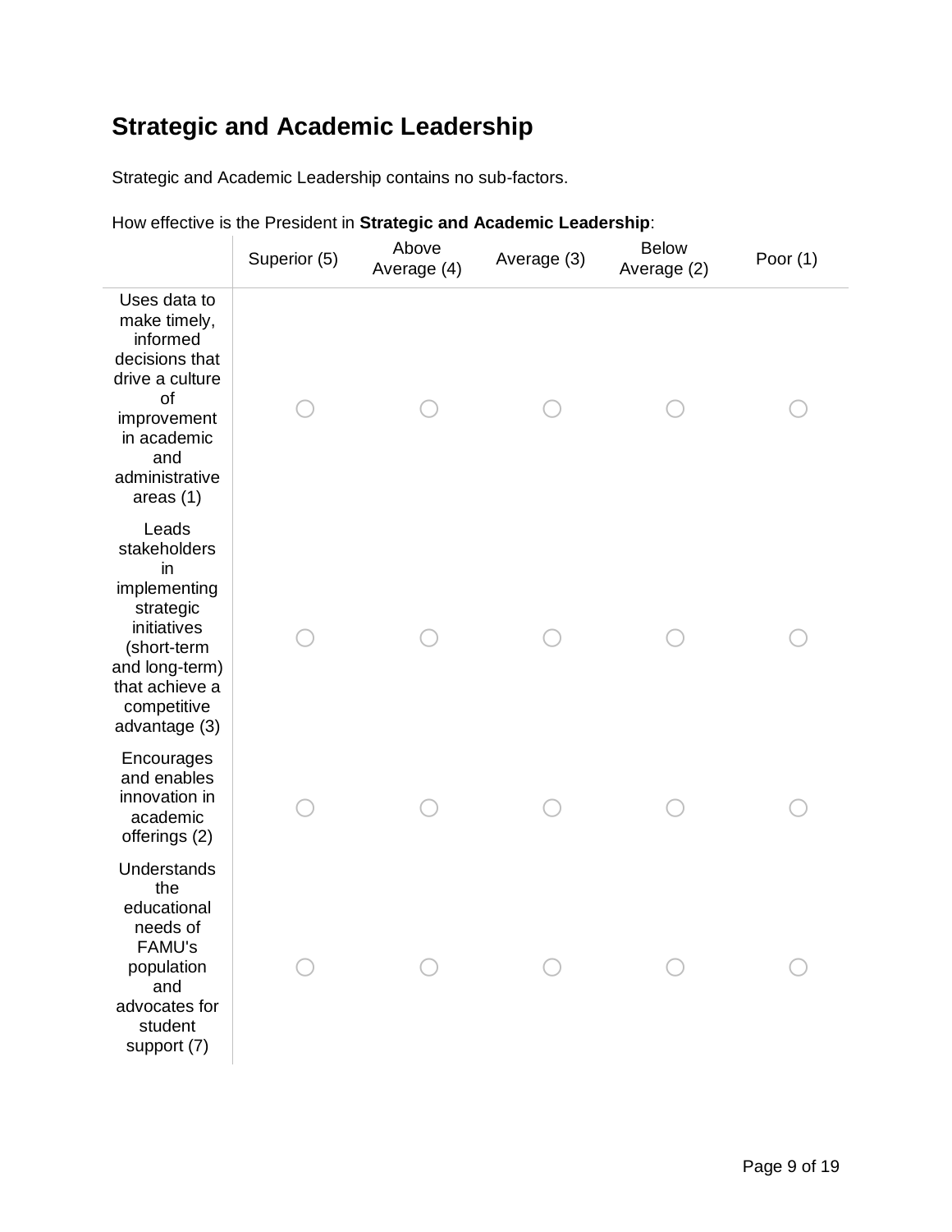## Strategic and Academic Leadership

Strategic and Academic Leadership contains no sub-factors.

How effective is the President in **Strategic and Academic Leadership**:

| | Superior (5) | Above Average (4) | Average (3) | Below Average (2) | Poor (1) |
|---|---|---|---|---|---|
| Uses data to make timely, informed decisions that drive a culture of improvement in academic and administrative areas (1) | ○ | ○ | ○ | ○ | ○ |
| Leads stakeholders in implementing strategic initiatives (short-term and long-term) that achieve a competitive advantage (3) | ○ | ○ | ○ | ○ | ○ |
| Encourages and enables innovation in academic offerings (2) | ○ | ○ | ○ | ○ | ○ |
| Understands the educational needs of FAMU's population and advocates for student support (7) | ○ | ○ | ○ | ○ | ○ |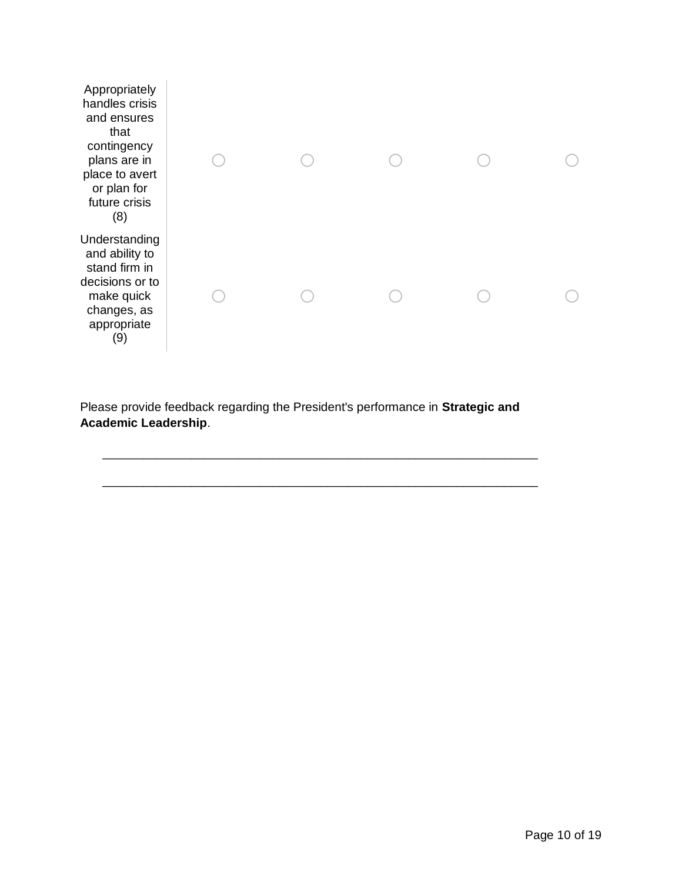| | | | | | |
|---|---|---|---|---|---|
| Appropriately handles crisis and ensures that contingency plans are in place to avert or plan for future crisis (8) | ○ | ○ | ○ | ○ | ○ |
| Understanding and ability to stand firm in decisions or to make quick changes, as appropriate (9) | ○ | ○ | ○ | ○ | ○ |

Please provide feedback regarding the President's performance in **Strategic and Academic Leadership**.

________________________________________________________________

________________________________________________________________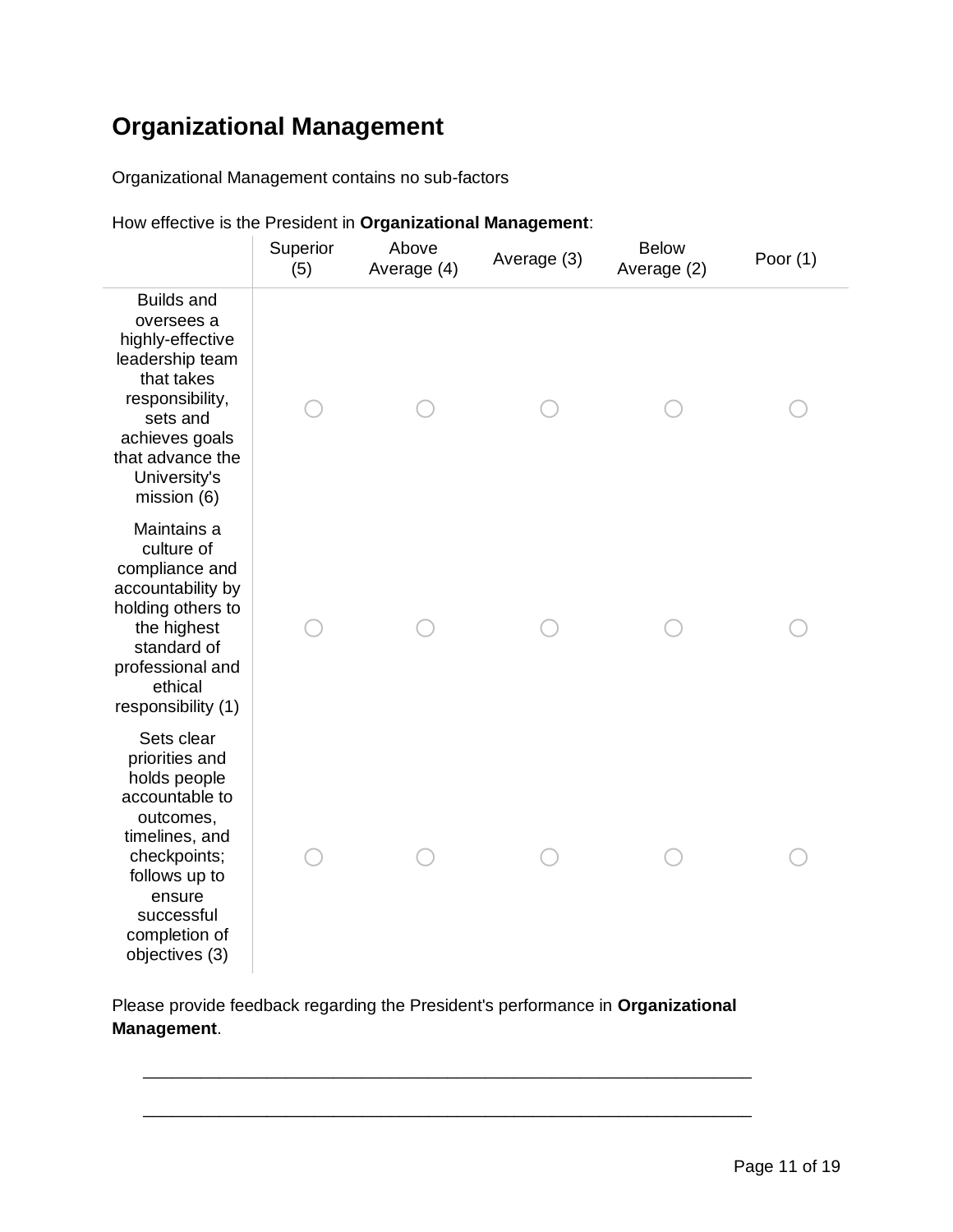## Organizational Management

Organizational Management contains no sub-factors

How effective is the President in **Organizational Management**:

| | Superior (5) | Above Average (4) | Average (3) | Below Average (2) | Poor (1) |
|---|---|---|---|---|---|
| Builds and oversees a highly-effective leadership team that takes responsibility, sets and achieves goals that advance the University's mission (6) | ○ | ○ | ○ | ○ | ○ |
| Maintains a culture of compliance and accountability by holding others to the highest standard of professional and ethical responsibility (1) | ○ | ○ | ○ | ○ | ○ |
| Sets clear priorities and holds people accountable to outcomes, timelines, and checkpoints; follows up to ensure successful completion of objectives (3) | ○ | ○ | ○ | ○ | ○ |

Please provide feedback regarding the President's performance in **Organizational Management**.

________________________________________________________________

________________________________________________________________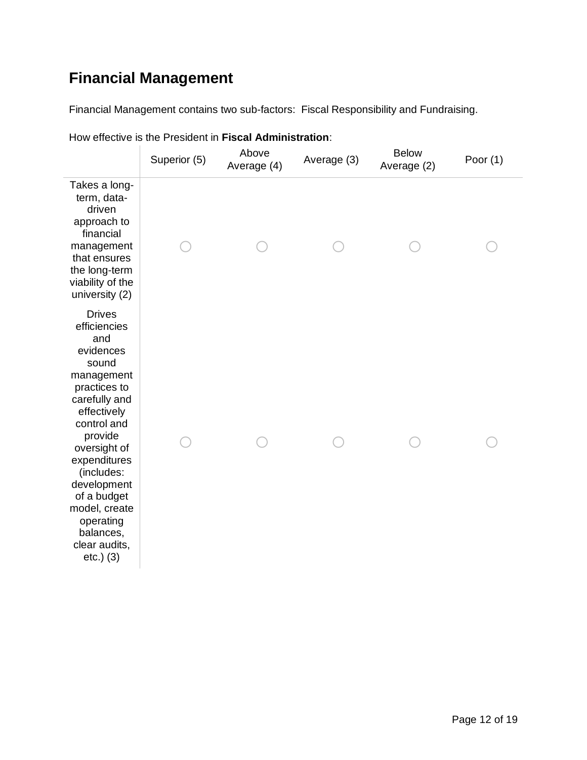## Financial Management

Financial Management contains two sub-factors:  Fiscal Responsibility and Fundraising.

How effective is the President in **Fiscal Administration**:

| | Superior (5) | Above Average (4) | Average (3) | Below Average (2) | Poor (1) |
|---|---|---|---|---|---|
| Takes a long-term, data-driven approach to financial management that ensures the long-term viability of the university (2) | ○ | ○ | ○ | ○ | ○ |
| Drives efficiencies and evidences sound management practices to carefully and effectively control and provide oversight of expenditures (includes: development of a budget model, create operating balances, clear audits, etc.) (3) | ○ | ○ | ○ | ○ | ○ |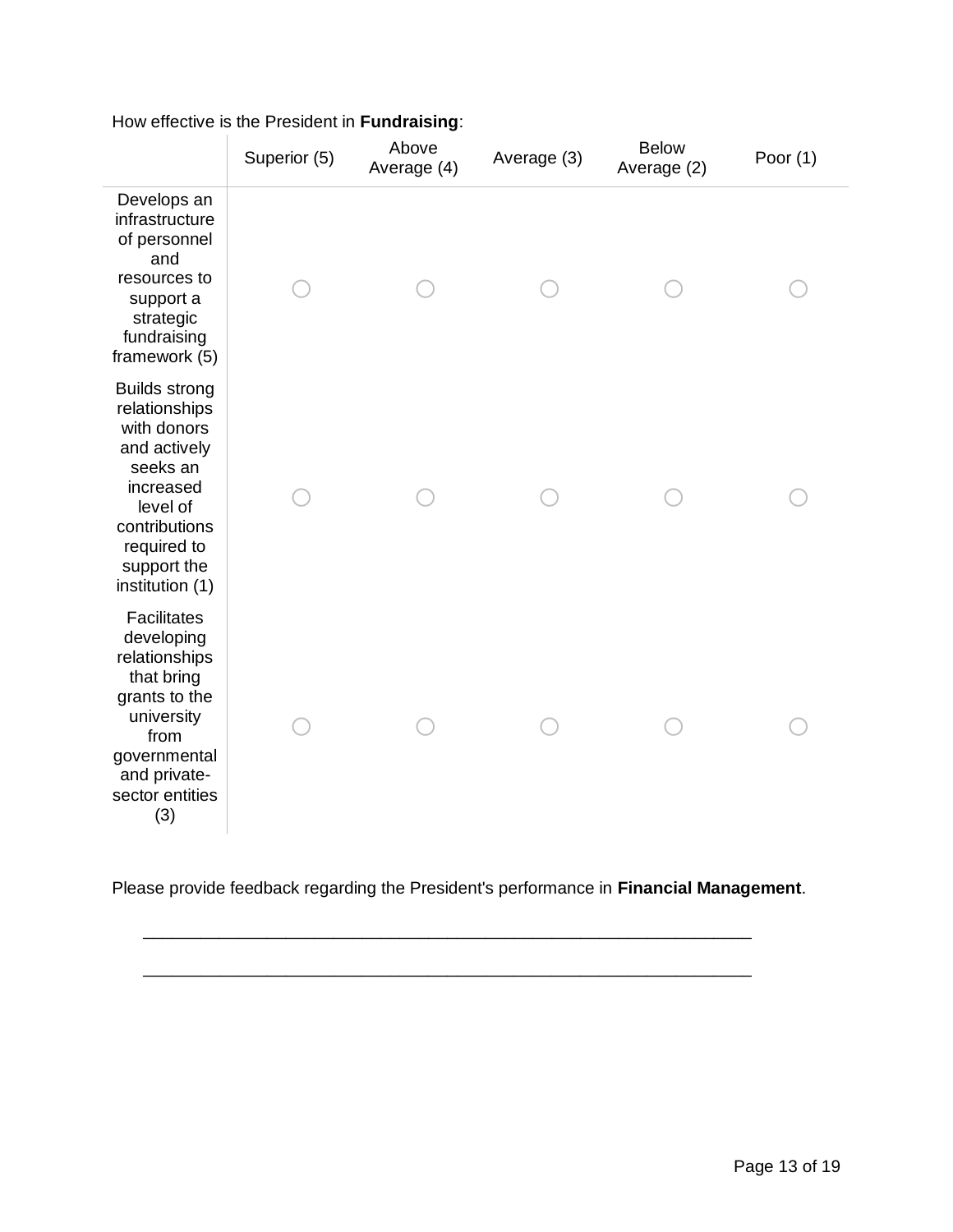How effective is the President in **Fundraising**:

| | Superior (5) | Above Average (4) | Average (3) | Below Average (2) | Poor (1) |
|---|---|---|---|---|---|
| Develops an infrastructure of personnel and resources to support a strategic fundraising framework (5) | ○ | ○ | ○ | ○ | ○ |
| Builds strong relationships with donors and actively seeks an increased level of contributions required to support the institution (1) | ○ | ○ | ○ | ○ | ○ |
| Facilitates developing relationships that bring grants to the university from governmental and private-sector entities (3) | ○ | ○ | ○ | ○ | ○ |

Please provide feedback regarding the President's performance in **Financial Management**.

________________________________________________________________

________________________________________________________________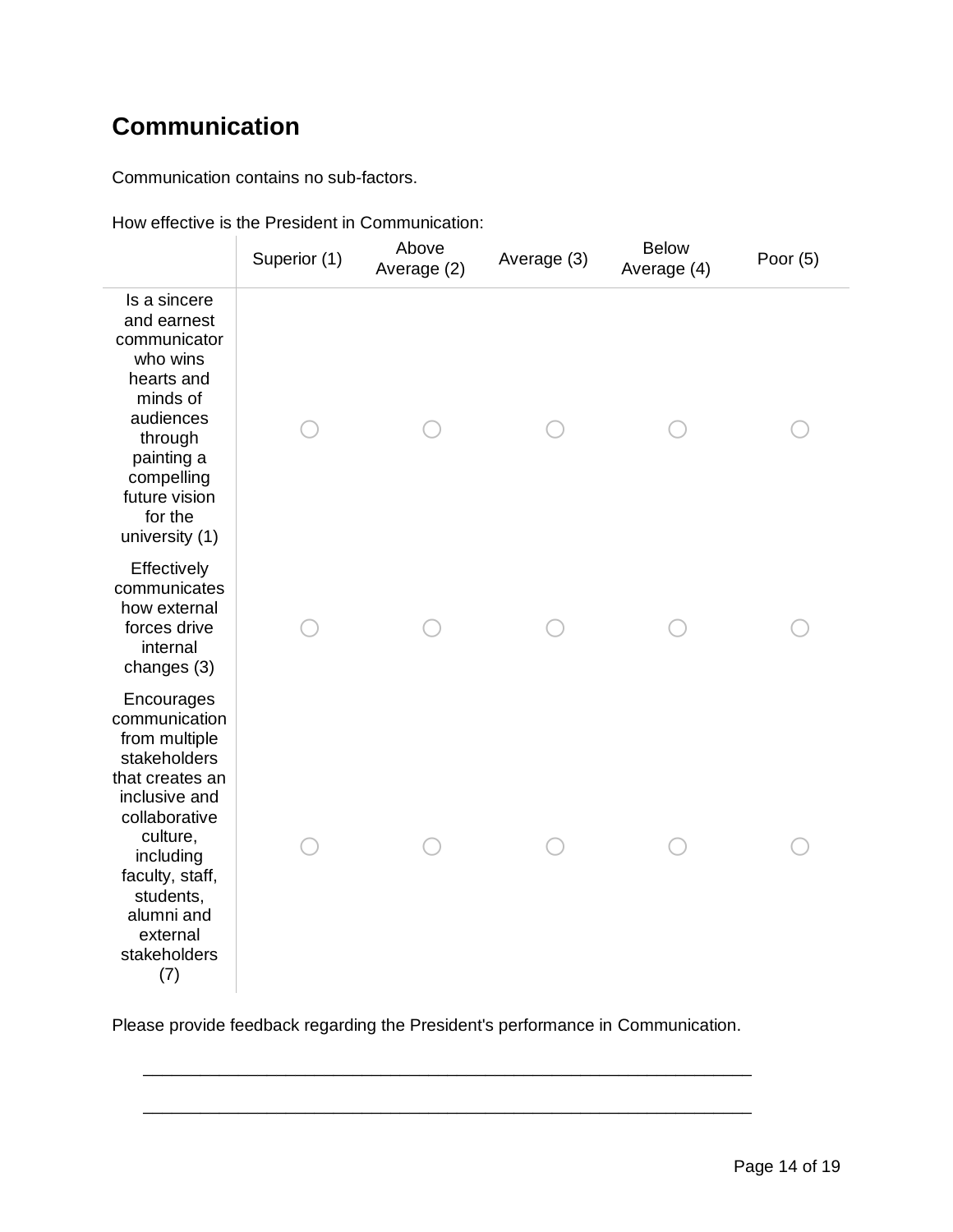## Communication

Communication contains no sub-factors.

How effective is the President in Communication:

| | Superior (1) | Above Average (2) | Average (3) | Below Average (4) | Poor (5) |
|---|---|---|---|---|---|
| Is a sincere and earnest communicator who wins hearts and minds of audiences through painting a compelling future vision for the university (1) | ○ | ○ | ○ | ○ | ○ |
| Effectively communicates how external forces drive internal changes (3) | ○ | ○ | ○ | ○ | ○ |
| Encourages communication from multiple stakeholders that creates an inclusive and collaborative culture, including faculty, staff, students, alumni and external stakeholders (7) | ○ | ○ | ○ | ○ | ○ |

Please provide feedback regarding the President's performance in Communication.

________________________________________________________________

________________________________________________________________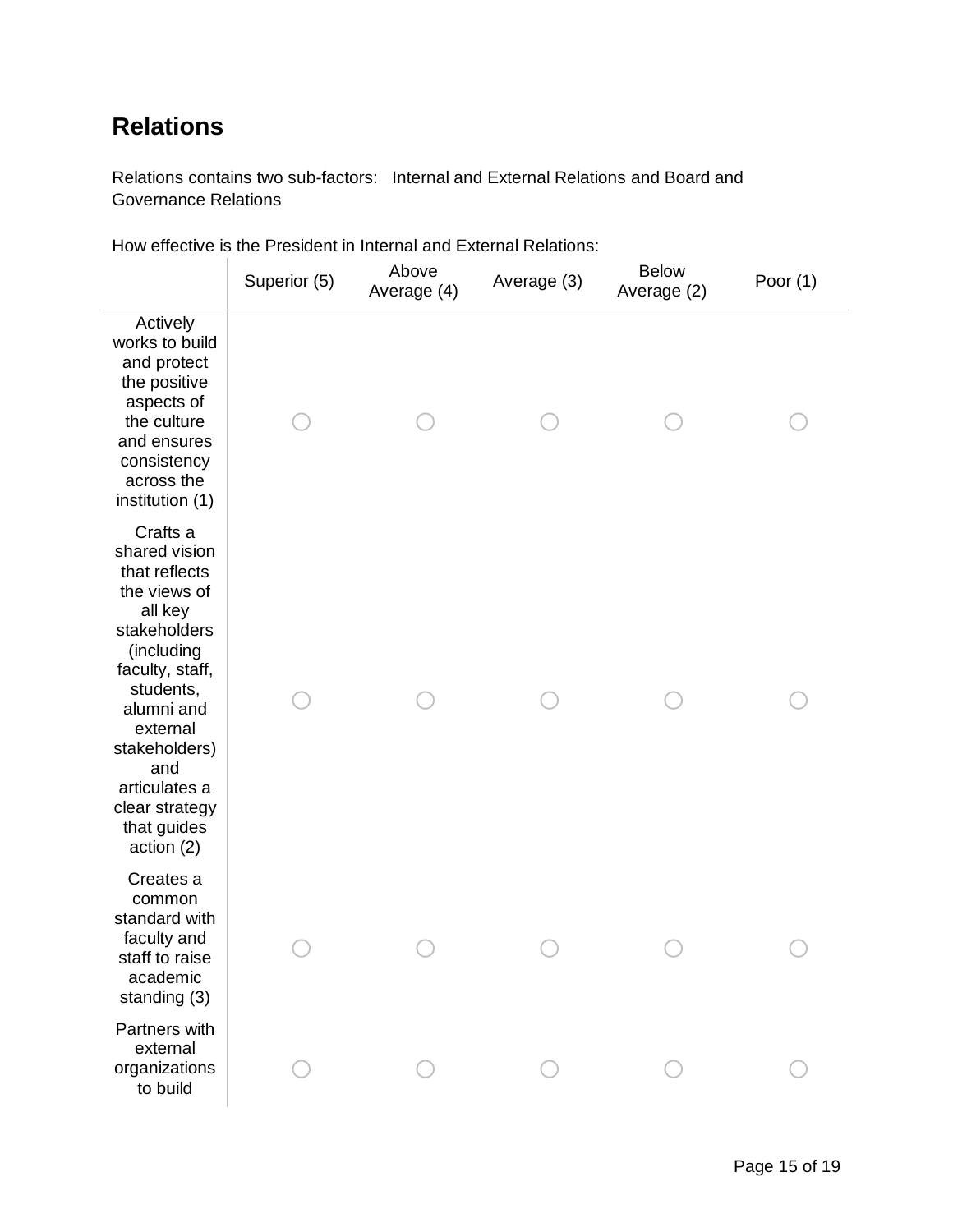## Relations

Relations contains two sub-factors: Internal and External Relations and Board and Governance Relations

How effective is the President in Internal and External Relations:

| | Superior (5) | Above Average (4) | Average (3) | Below Average (2) | Poor (1) |
|---|---|---|---|---|---|
| Actively works to build and protect the positive aspects of the culture and ensures consistency across the institution (1) | ○ | ○ | ○ | ○ | ○ |
| Crafts a shared vision that reflects the views of all key stakeholders (including faculty, staff, students, alumni and external stakeholders) and articulates a clear strategy that guides action (2) | ○ | ○ | ○ | ○ | ○ |
| Creates a common standard with faculty and staff to raise academic standing (3) | ○ | ○ | ○ | ○ | ○ |
| Partners with external organizations to build | ○ | ○ | ○ | ○ | ○ |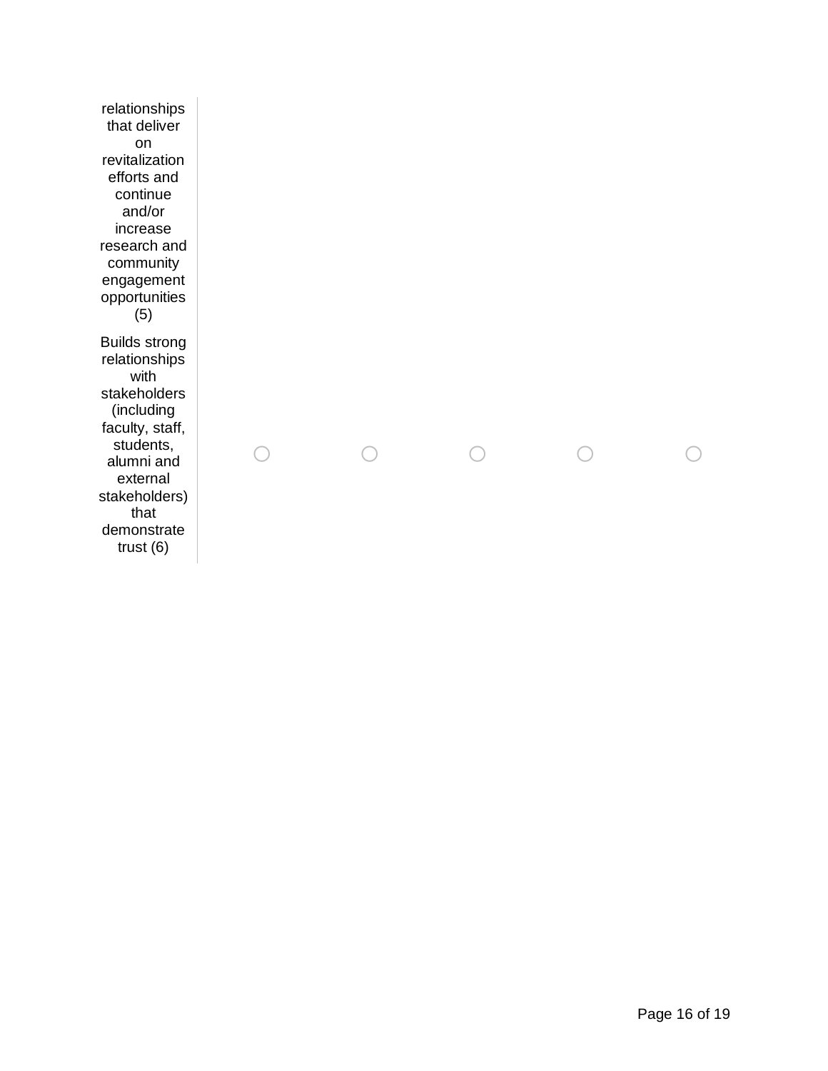| | | | | | |
|---|---|---|---|---|---|
| relationships that deliver on revitalization efforts and continue and/or increase research and community engagement opportunities (5) | | | | | |
| Builds strong relationships with stakeholders (including faculty, staff, students, alumni and external stakeholders) that demonstrate trust (6) | ○ | ○ | ○ | ○ | ○ |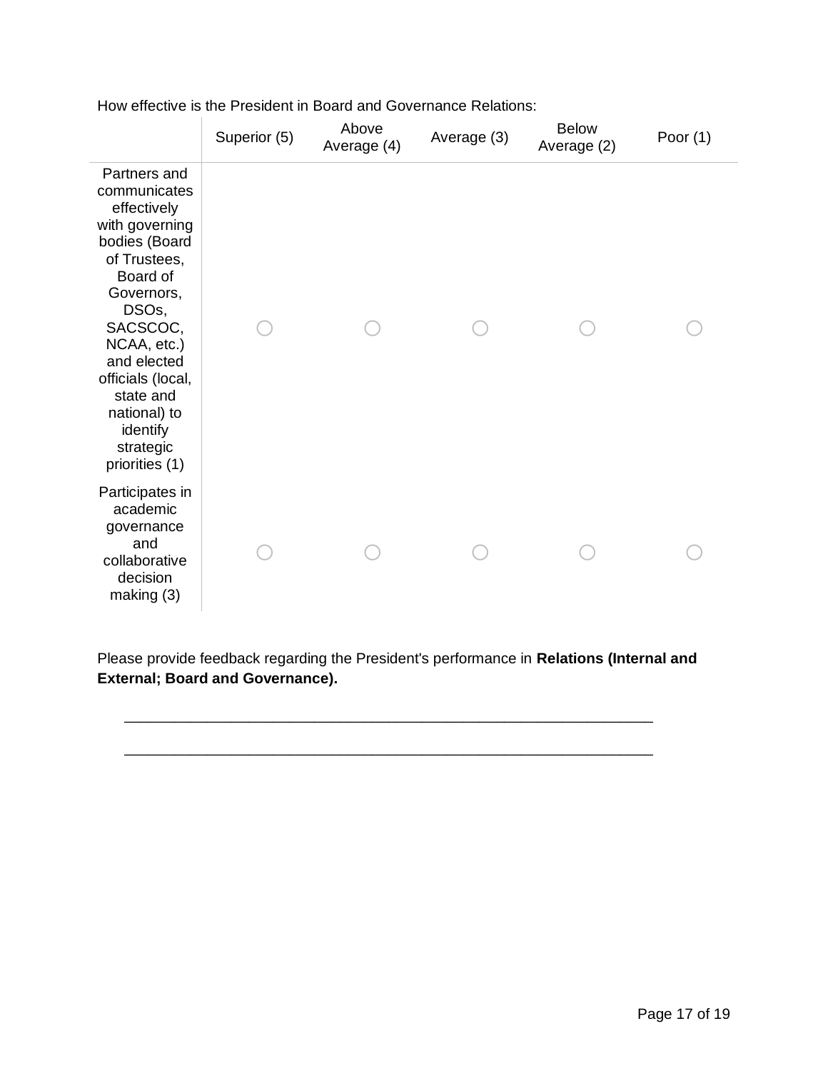How effective is the President in Board and Governance Relations:

| | Superior (5) | Above Average (4) | Average (3) | Below Average (2) | Poor (1) |
|---|---|---|---|---|---|
| Partners and communicates effectively with governing bodies (Board of Trustees, Board of Governors, DSOs, SACSCOC, NCAA, etc.) and elected officials (local, state and national) to identify strategic priorities (1) | ○ | ○ | ○ | ○ | ○ |
| Participates in academic governance and collaborative decision making (3) | ○ | ○ | ○ | ○ | ○ |

Please provide feedback regarding the President's performance in **Relations (Internal and External; Board and Governance).**

________________________________________________________________

________________________________________________________________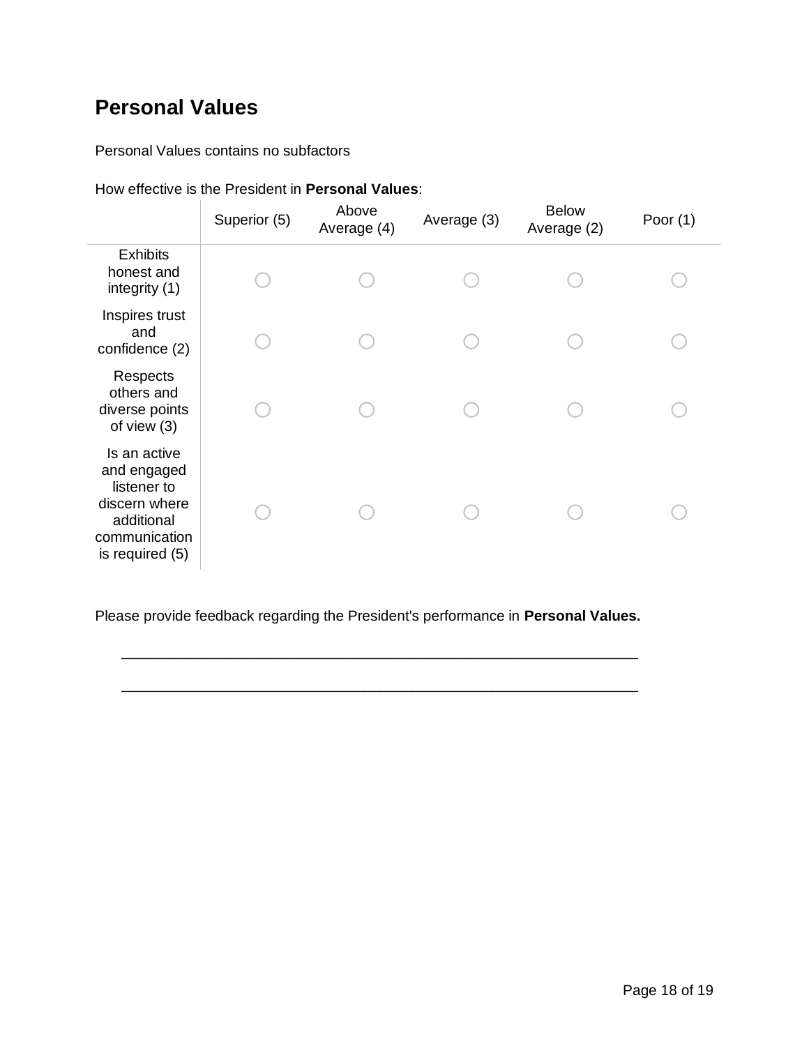## Personal Values

Personal Values contains no subfactors

How effective is the President in **Personal Values**:

| | Superior (5) | Above Average (4) | Average (3) | Below Average (2) | Poor (1) |
|---|---|---|---|---|---|
| Exhibits honest and integrity (1) | ○ | ○ | ○ | ○ | ○ |
| Inspires trust and confidence (2) | ○ | ○ | ○ | ○ | ○ |
| Respects others and diverse points of view (3) | ○ | ○ | ○ | ○ | ○ |
| Is an active and engaged listener to discern where additional communication is required (5) | ○ | ○ | ○ | ○ | ○ |

Please provide feedback regarding the President's performance in **Personal Values.**

________________________________________________________________

________________________________________________________________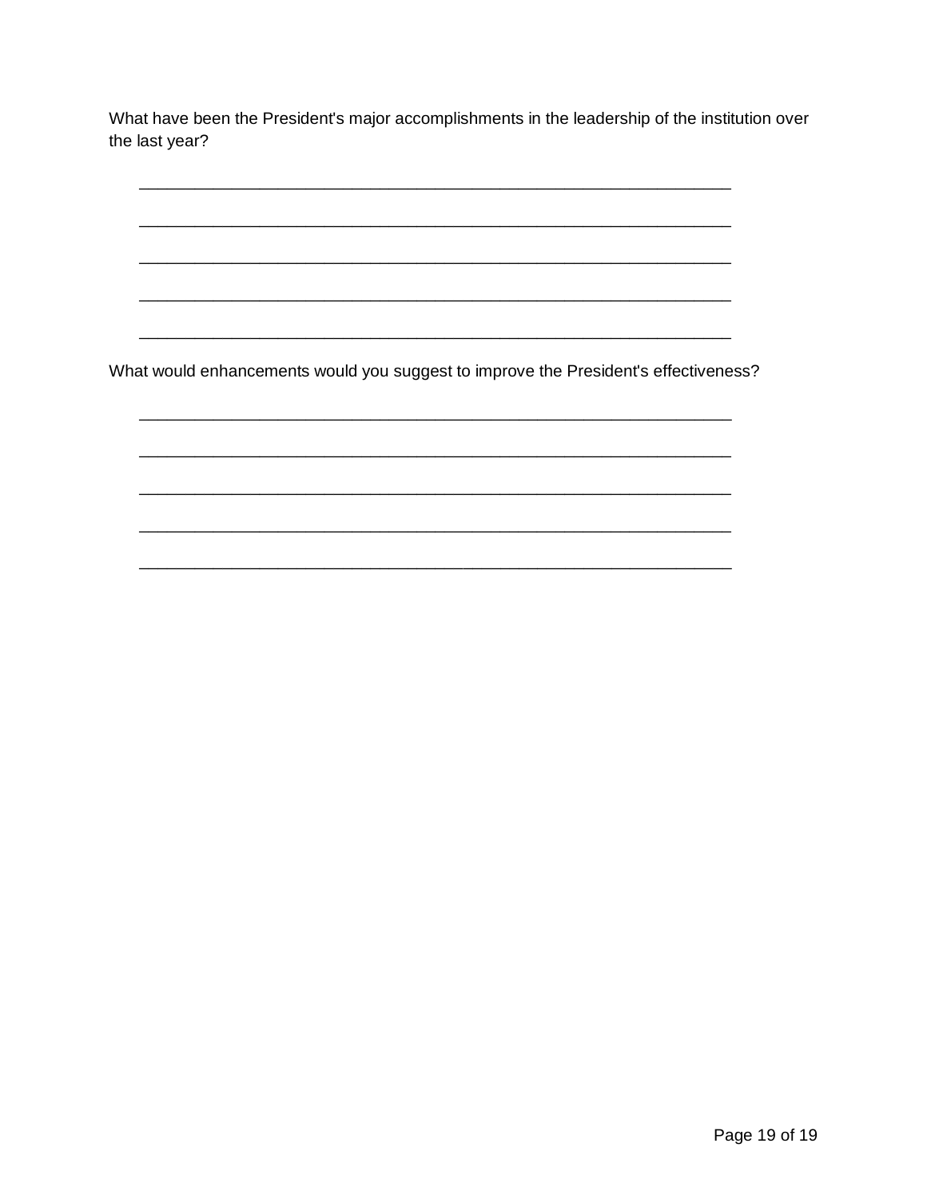What have been the President's major accomplishments in the leadership of the institution over the last year?

_________________________________________________________________

_________________________________________________________________

_________________________________________________________________

_________________________________________________________________

_________________________________________________________________

What would enhancements would you suggest to improve the President's effectiveness?

_________________________________________________________________

_________________________________________________________________

_________________________________________________________________

_________________________________________________________________

_________________________________________________________________